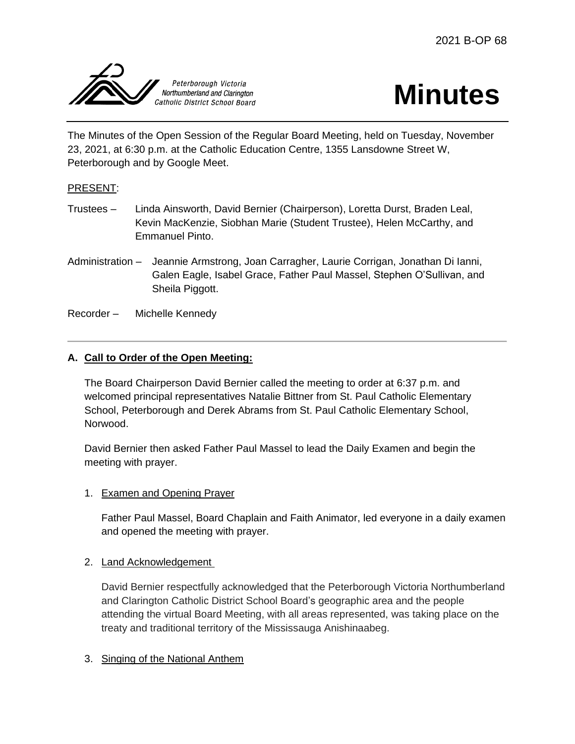2021 B-OP 68

Peterborough Victoria Northumberland and Clarington Catholic District School Board

# Minutes

The Minutes of the Open Session of the Regular Board Meeting, held on Tuesday, November 23, 2021, at 6:30 p.m. at the Catholic Education Centre, 1355 Lansdowne Street W, Peterborough and by Google Meet.

PRESENT:

Trustees – Linda Ainsworth, David Bernier (Chairperson), Loretta Durst, Braden Leal, Kevin MacKenzie, Siobhan Marie (Student Trustee), Helen McCarthy, and Emmanuel Pinto.

Administration – Jeannie Armstrong, Joan Carragher, Laurie Corrigan, Jonathan Di Ianni, Galen Eagle, Isabel Grace, Father Paul Massel, Stephen O'Sullivan, and Sheila Piggott.

Recorder – Michelle Kennedy

---

## A. Call to Order of the Open Meeting:

The Board Chairperson David Bernier called the meeting to order at 6:37 p.m. and welcomed principal representatives Natalie Bittner from St. Paul Catholic Elementary School, Peterborough and Derek Abrams from St. Paul Catholic Elementary School, Norwood.

David Bernier then asked Father Paul Massel to lead the Daily Examen and begin the meeting with prayer.

1. Examen and Opening Prayer

   Father Paul Massel, Board Chaplain and Faith Animator, led everyone in a daily examen and opened the meeting with prayer.

2. Land Acknowledgement

   David Bernier respectfully acknowledged that the Peterborough Victoria Northumberland and Clarington Catholic District School Board's geographic area and the people attending the virtual Board Meeting, with all areas represented, was taking place on the treaty and traditional territory of the Mississauga Anishinaabeg.

3. Singing of the National Anthem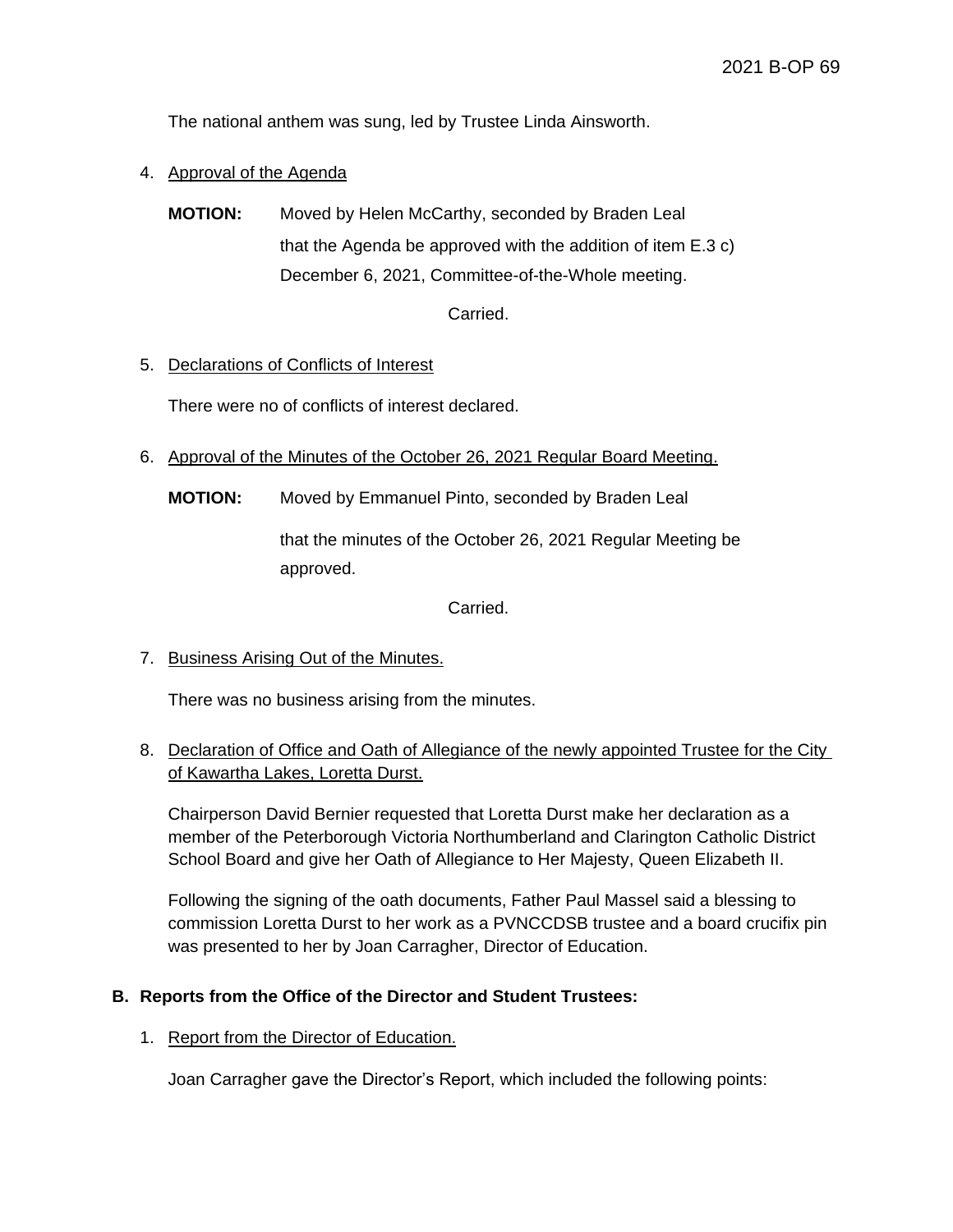The national anthem was sung, led by Trustee Linda Ainsworth.

4. Approval of the Agenda

   **MOTION:** Moved by Helen McCarthy, seconded by Braden Leal
   that the Agenda be approved with the addition of item E.3 c) December 6, 2021, Committee-of-the-Whole meeting.

   Carried.

5. Declarations of Conflicts of Interest

   There were no of conflicts of interest declared.

6. Approval of the Minutes of the October 26, 2021 Regular Board Meeting.

   **MOTION:** Moved by Emmanuel Pinto, seconded by Braden Leal

   that the minutes of the October 26, 2021 Regular Meeting be approved.

   Carried.

7. Business Arising Out of the Minutes.

   There was no business arising from the minutes.

8. Declaration of Office and Oath of Allegiance of the newly appointed Trustee for the City of Kawartha Lakes, Loretta Durst.

   Chairperson David Bernier requested that Loretta Durst make her declaration as a member of the Peterborough Victoria Northumberland and Clarington Catholic District School Board and give her Oath of Allegiance to Her Majesty, Queen Elizabeth II.

   Following the signing of the oath documents, Father Paul Massel said a blessing to commission Loretta Durst to her work as a PVNCCDSB trustee and a board crucifix pin was presented to her by Joan Carragher, Director of Education.

## B. Reports from the Office of the Director and Student Trustees:

1. Report from the Director of Education.

   Joan Carragher gave the Director's Report, which included the following points: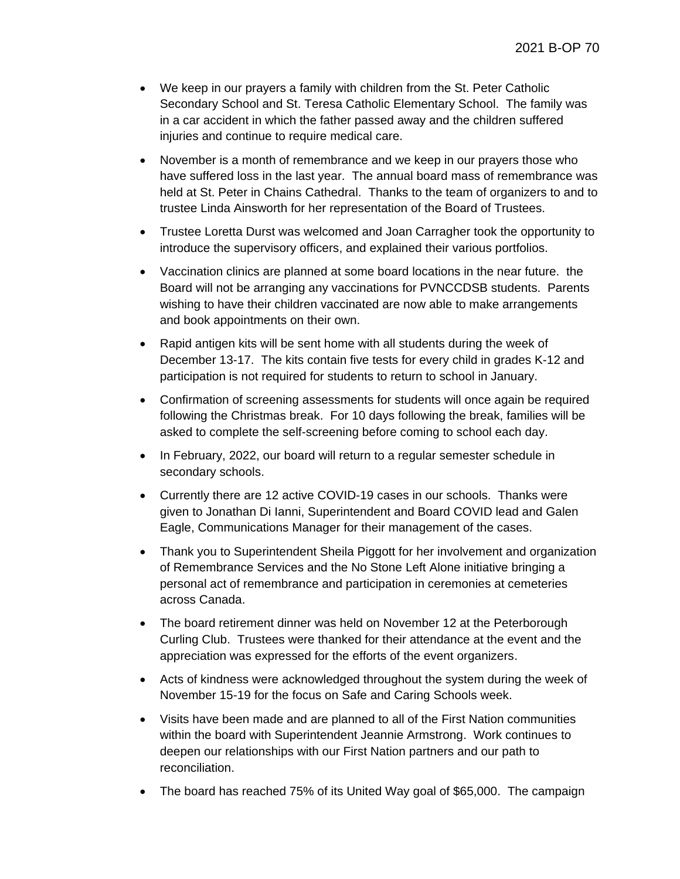- We keep in our prayers a family with children from the St. Peter Catholic Secondary School and St. Teresa Catholic Elementary School. The family was in a car accident in which the father passed away and the children suffered injuries and continue to require medical care.
- November is a month of remembrance and we keep in our prayers those who have suffered loss in the last year. The annual board mass of remembrance was held at St. Peter in Chains Cathedral. Thanks to the team of organizers to and to trustee Linda Ainsworth for her representation of the Board of Trustees.
- Trustee Loretta Durst was welcomed and Joan Carragher took the opportunity to introduce the supervisory officers, and explained their various portfolios.
- Vaccination clinics are planned at some board locations in the near future. the Board will not be arranging any vaccinations for PVNCCDSB students. Parents wishing to have their children vaccinated are now able to make arrangements and book appointments on their own.
- Rapid antigen kits will be sent home with all students during the week of December 13-17. The kits contain five tests for every child in grades K-12 and participation is not required for students to return to school in January.
- Confirmation of screening assessments for students will once again be required following the Christmas break. For 10 days following the break, families will be asked to complete the self-screening before coming to school each day.
- In February, 2022, our board will return to a regular semester schedule in secondary schools.
- Currently there are 12 active COVID-19 cases in our schools. Thanks were given to Jonathan Di Ianni, Superintendent and Board COVID lead and Galen Eagle, Communications Manager for their management of the cases.
- Thank you to Superintendent Sheila Piggott for her involvement and organization of Remembrance Services and the No Stone Left Alone initiative bringing a personal act of remembrance and participation in ceremonies at cemeteries across Canada.
- The board retirement dinner was held on November 12 at the Peterborough Curling Club. Trustees were thanked for their attendance at the event and the appreciation was expressed for the efforts of the event organizers.
- Acts of kindness were acknowledged throughout the system during the week of November 15-19 for the focus on Safe and Caring Schools week.
- Visits have been made and are planned to all of the First Nation communities within the board with Superintendent Jeannie Armstrong. Work continues to deepen our relationships with our First Nation partners and our path to reconciliation.
- The board has reached 75% of its United Way goal of $65,000. The campaign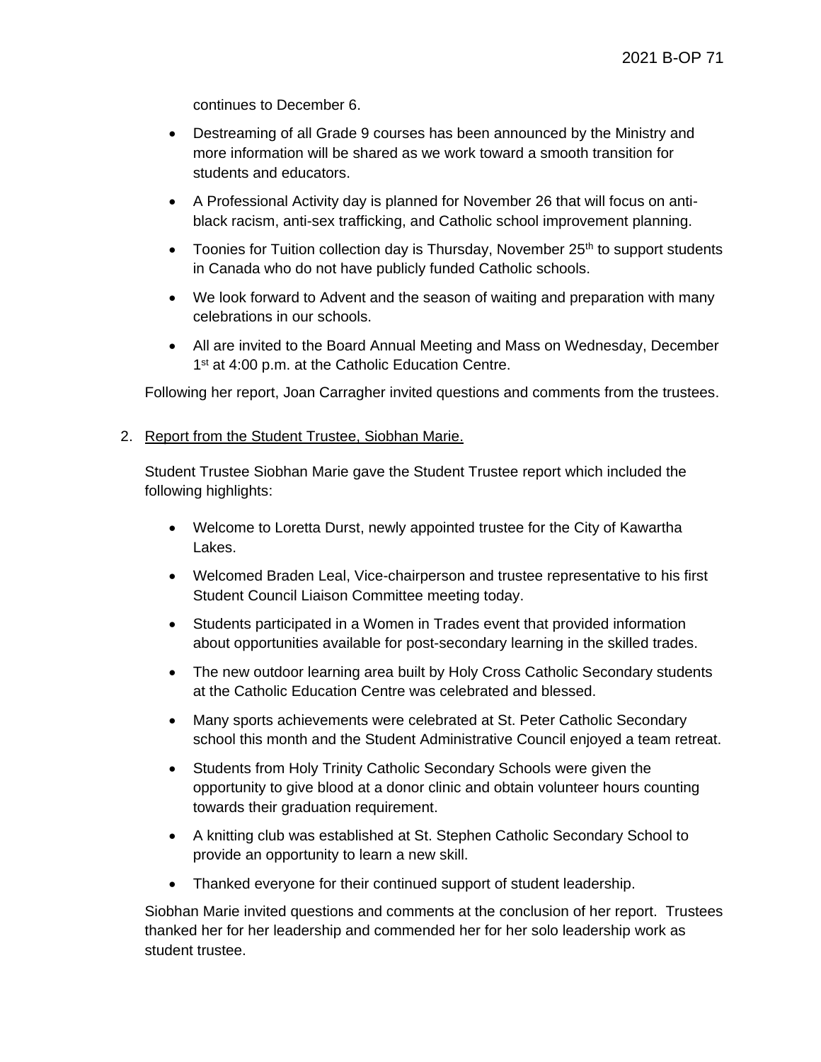continues to December 6.

- Destreaming of all Grade 9 courses has been announced by the Ministry and more information will be shared as we work toward a smooth transition for students and educators.
- A Professional Activity day is planned for November 26 that will focus on anti-black racism, anti-sex trafficking, and Catholic school improvement planning.
- Toonies for Tuition collection day is Thursday, November 25th to support students in Canada who do not have publicly funded Catholic schools.
- We look forward to Advent and the season of waiting and preparation with many celebrations in our schools.
- All are invited to the Board Annual Meeting and Mass on Wednesday, December 1st at 4:00 p.m. at the Catholic Education Centre.

Following her report, Joan Carragher invited questions and comments from the trustees.

2. Report from the Student Trustee, Siobhan Marie.

   Student Trustee Siobhan Marie gave the Student Trustee report which included the following highlights:

   - Welcome to Loretta Durst, newly appointed trustee for the City of Kawartha Lakes.
   - Welcomed Braden Leal, Vice-chairperson and trustee representative to his first Student Council Liaison Committee meeting today.
   - Students participated in a Women in Trades event that provided information about opportunities available for post-secondary learning in the skilled trades.
   - The new outdoor learning area built by Holy Cross Catholic Secondary students at the Catholic Education Centre was celebrated and blessed.
   - Many sports achievements were celebrated at St. Peter Catholic Secondary school this month and the Student Administrative Council enjoyed a team retreat.
   - Students from Holy Trinity Catholic Secondary Schools were given the opportunity to give blood at a donor clinic and obtain volunteer hours counting towards their graduation requirement.
   - A knitting club was established at St. Stephen Catholic Secondary School to provide an opportunity to learn a new skill.
   - Thanked everyone for their continued support of student leadership.

   Siobhan Marie invited questions and comments at the conclusion of her report. Trustees thanked her for her leadership and commended her for her solo leadership work as student trustee.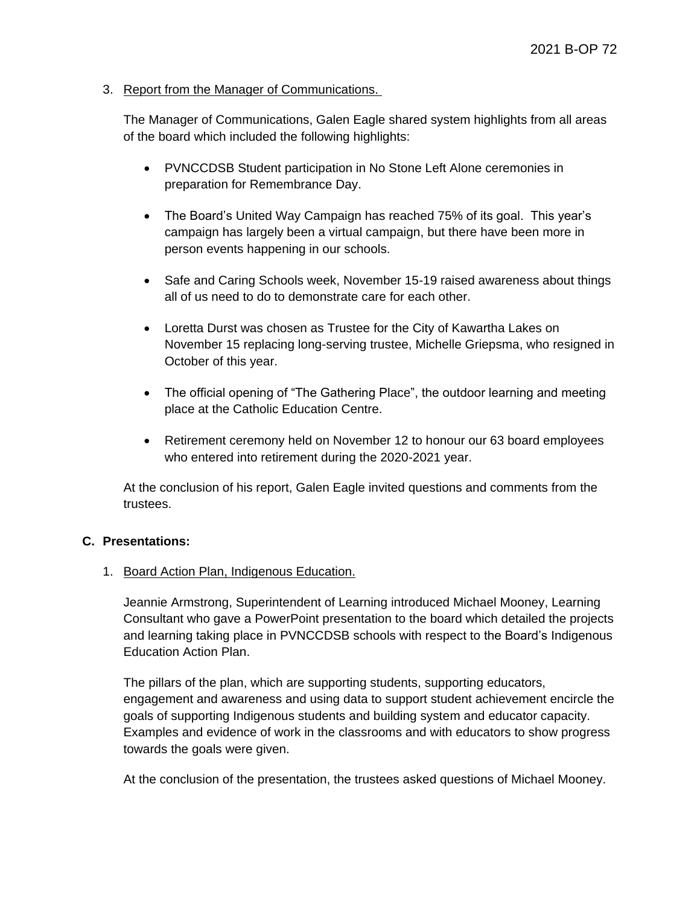3. Report from the Manager of Communications.

   The Manager of Communications, Galen Eagle shared system highlights from all areas of the board which included the following highlights:

   - PVNCCDSB Student participation in No Stone Left Alone ceremonies in preparation for Remembrance Day.

   - The Board's United Way Campaign has reached 75% of its goal. This year's campaign has largely been a virtual campaign, but there have been more in person events happening in our schools.

   - Safe and Caring Schools week, November 15-19 raised awareness about things all of us need to do to demonstrate care for each other.

   - Loretta Durst was chosen as Trustee for the City of Kawartha Lakes on November 15 replacing long-serving trustee, Michelle Griepsma, who resigned in October of this year.

   - The official opening of "The Gathering Place", the outdoor learning and meeting place at the Catholic Education Centre.

   - Retirement ceremony held on November 12 to honour our 63 board employees who entered into retirement during the 2020-2021 year.

   At the conclusion of his report, Galen Eagle invited questions and comments from the trustees.

**C. Presentations:**

1. Board Action Plan, Indigenous Education.

   Jeannie Armstrong, Superintendent of Learning introduced Michael Mooney, Learning Consultant who gave a PowerPoint presentation to the board which detailed the projects and learning taking place in PVNCCDSB schools with respect to the Board's Indigenous Education Action Plan.

   The pillars of the plan, which are supporting students, supporting educators, engagement and awareness and using data to support student achievement encircle the goals of supporting Indigenous students and building system and educator capacity. Examples and evidence of work in the classrooms and with educators to show progress towards the goals were given.

   At the conclusion of the presentation, the trustees asked questions of Michael Mooney.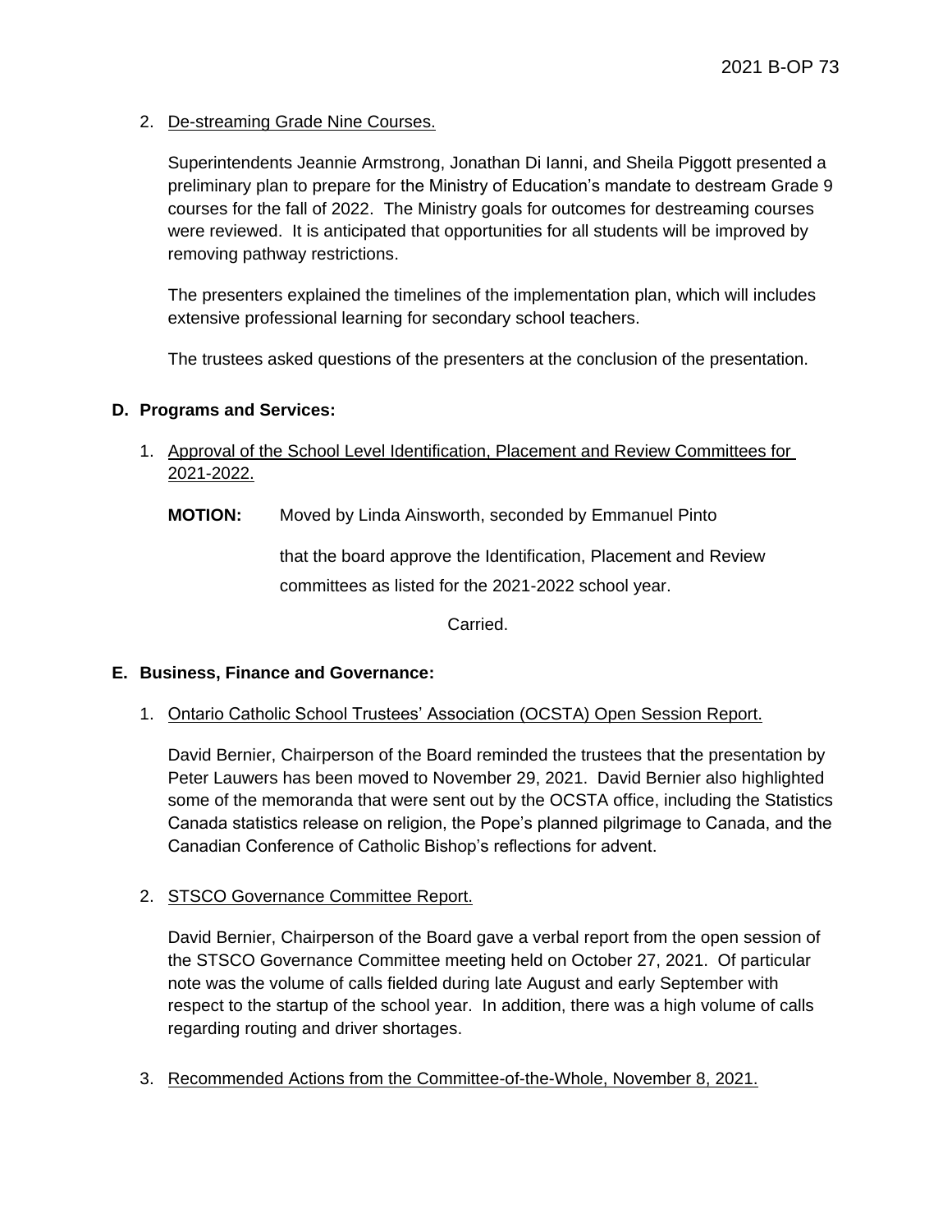2. De-streaming Grade Nine Courses.

   Superintendents Jeannie Armstrong, Jonathan Di Ianni, and Sheila Piggott presented a preliminary plan to prepare for the Ministry of Education's mandate to destream Grade 9 courses for the fall of 2022. The Ministry goals for outcomes for destreaming courses were reviewed. It is anticipated that opportunities for all students will be improved by removing pathway restrictions.

   The presenters explained the timelines of the implementation plan, which will includes extensive professional learning for secondary school teachers.

   The trustees asked questions of the presenters at the conclusion of the presentation.

**D. Programs and Services:**

1. Approval of the School Level Identification, Placement and Review Committees for 2021-2022.

   **MOTION:** Moved by Linda Ainsworth, seconded by Emmanuel Pinto

   that the board approve the Identification, Placement and Review committees as listed for the 2021-2022 school year.

   Carried.

**E. Business, Finance and Governance:**

1. Ontario Catholic School Trustees' Association (OCSTA) Open Session Report.

   David Bernier, Chairperson of the Board reminded the trustees that the presentation by Peter Lauwers has been moved to November 29, 2021. David Bernier also highlighted some of the memoranda that were sent out by the OCSTA office, including the Statistics Canada statistics release on religion, the Pope's planned pilgrimage to Canada, and the Canadian Conference of Catholic Bishop's reflections for advent.

2. STSCO Governance Committee Report.

   David Bernier, Chairperson of the Board gave a verbal report from the open session of the STSCO Governance Committee meeting held on October 27, 2021. Of particular note was the volume of calls fielded during late August and early September with respect to the startup of the school year. In addition, there was a high volume of calls regarding routing and driver shortages.

3. Recommended Actions from the Committee-of-the-Whole, November 8, 2021.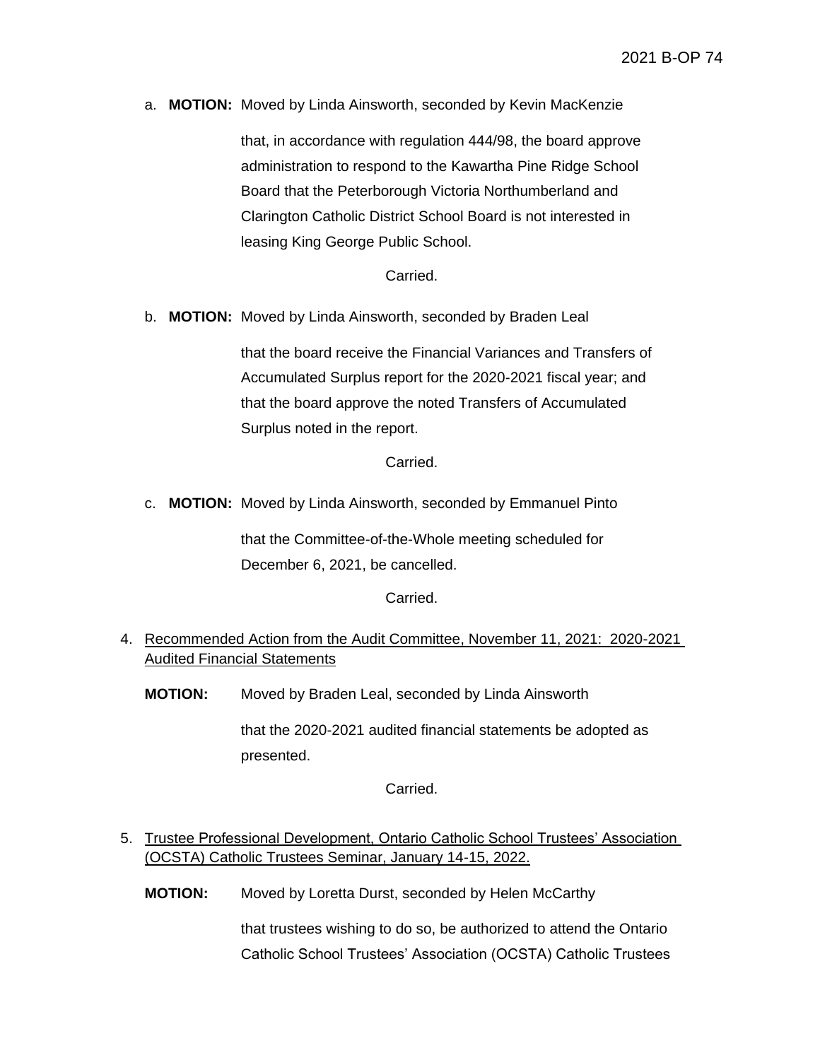a. **MOTION:** Moved by Linda Ainsworth, seconded by Kevin MacKenzie

that, in accordance with regulation 444/98, the board approve administration to respond to the Kawartha Pine Ridge School Board that the Peterborough Victoria Northumberland and Clarington Catholic District School Board is not interested in leasing King George Public School.

Carried.

b. **MOTION:** Moved by Linda Ainsworth, seconded by Braden Leal

that the board receive the Financial Variances and Transfers of Accumulated Surplus report for the 2020-2021 fiscal year; and that the board approve the noted Transfers of Accumulated Surplus noted in the report.

Carried.

c. **MOTION:** Moved by Linda Ainsworth, seconded by Emmanuel Pinto

that the Committee-of-the-Whole meeting scheduled for December 6, 2021, be cancelled.

Carried.

4. Recommended Action from the Audit Committee, November 11, 2021: 2020-2021 Audited Financial Statements

**MOTION:** Moved by Braden Leal, seconded by Linda Ainsworth

that the 2020-2021 audited financial statements be adopted as presented.

Carried.

5. Trustee Professional Development, Ontario Catholic School Trustees' Association (OCSTA) Catholic Trustees Seminar, January 14-15, 2022.

**MOTION:** Moved by Loretta Durst, seconded by Helen McCarthy

that trustees wishing to do so, be authorized to attend the Ontario Catholic School Trustees' Association (OCSTA) Catholic Trustees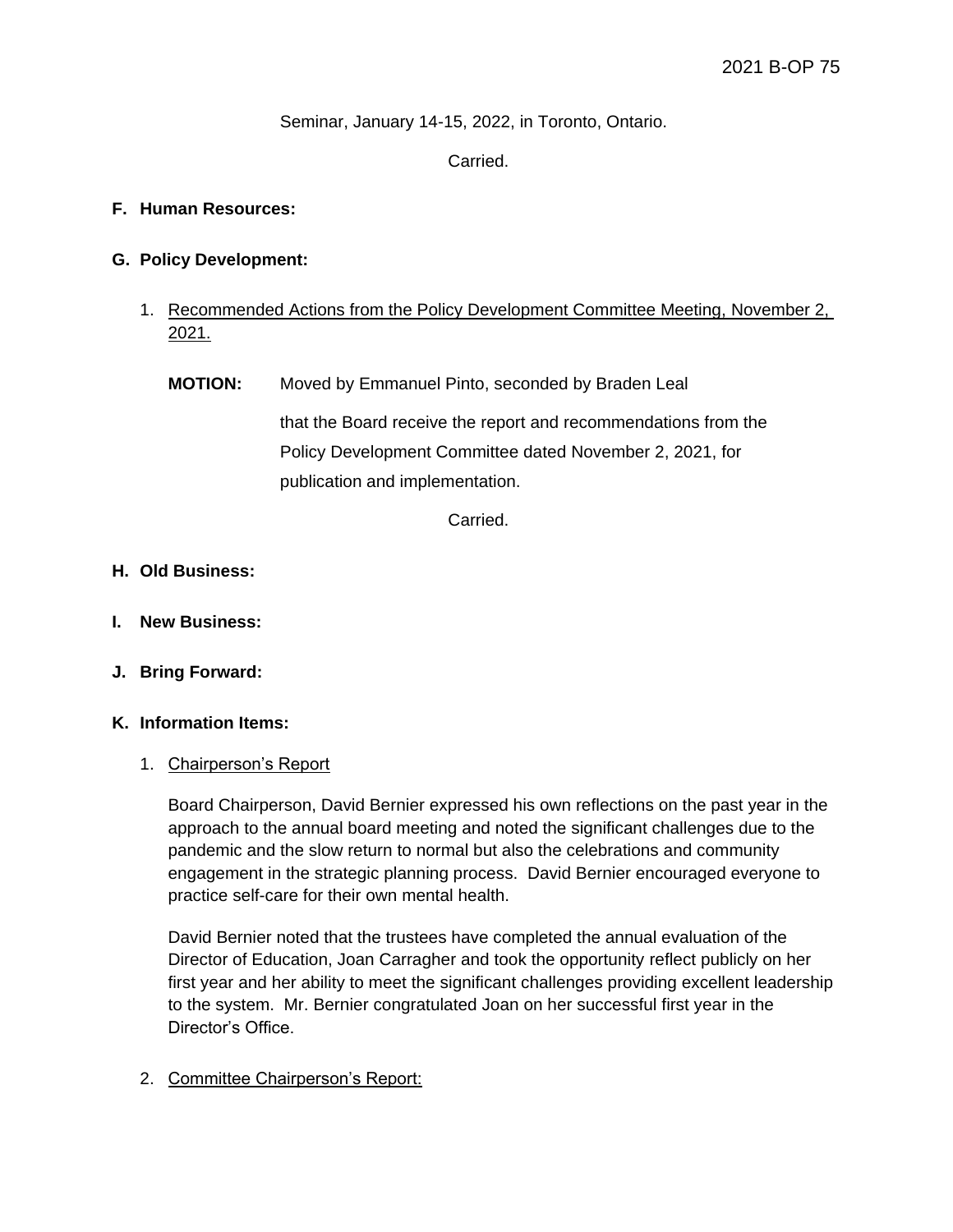Seminar, January 14-15, 2022, in Toronto, Ontario.

Carried.

**F. Human Resources:**

**G. Policy Development:**

1. Recommended Actions from the Policy Development Committee Meeting, November 2, 2021.

   **MOTION:** Moved by Emmanuel Pinto, seconded by Braden Leal

   that the Board receive the report and recommendations from the Policy Development Committee dated November 2, 2021, for publication and implementation.

   Carried.

**H. Old Business:**

**I. New Business:**

**J. Bring Forward:**

**K. Information Items:**

1. Chairperson's Report

   Board Chairperson, David Bernier expressed his own reflections on the past year in the approach to the annual board meeting and noted the significant challenges due to the pandemic and the slow return to normal but also the celebrations and community engagement in the strategic planning process. David Bernier encouraged everyone to practice self-care for their own mental health.

   David Bernier noted that the trustees have completed the annual evaluation of the Director of Education, Joan Carragher and took the opportunity reflect publicly on her first year and her ability to meet the significant challenges providing excellent leadership to the system. Mr. Bernier congratulated Joan on her successful first year in the Director's Office.

2. Committee Chairperson's Report: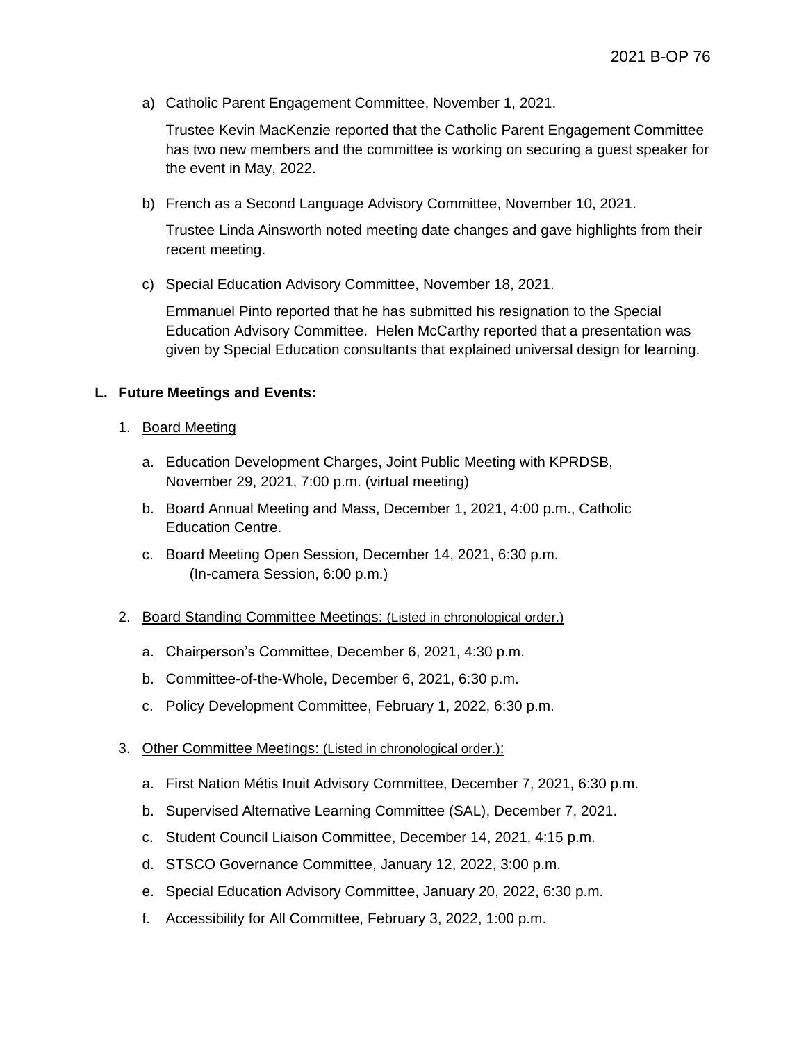a) Catholic Parent Engagement Committee, November 1, 2021.

   Trustee Kevin MacKenzie reported that the Catholic Parent Engagement Committee has two new members and the committee is working on securing a guest speaker for the event in May, 2022.

b) French as a Second Language Advisory Committee, November 10, 2021.

   Trustee Linda Ainsworth noted meeting date changes and gave highlights from their recent meeting.

c) Special Education Advisory Committee, November 18, 2021.

   Emmanuel Pinto reported that he has submitted his resignation to the Special Education Advisory Committee. Helen McCarthy reported that a presentation was given by Special Education consultants that explained universal design for learning.

**L. Future Meetings and Events:**

1. Board Meeting

   a. Education Development Charges, Joint Public Meeting with KPRDSB, November 29, 2021, 7:00 p.m. (virtual meeting)

   b. Board Annual Meeting and Mass, December 1, 2021, 4:00 p.m., Catholic Education Centre.

   c. Board Meeting Open Session, December 14, 2021, 6:30 p.m. (In-camera Session, 6:00 p.m.)

2. Board Standing Committee Meetings: (Listed in chronological order.)

   a. Chairperson's Committee, December 6, 2021, 4:30 p.m.

   b. Committee-of-the-Whole, December 6, 2021, 6:30 p.m.

   c. Policy Development Committee, February 1, 2022, 6:30 p.m.

3. Other Committee Meetings: (Listed in chronological order.):

   a. First Nation Métis Inuit Advisory Committee, December 7, 2021, 6:30 p.m.

   b. Supervised Alternative Learning Committee (SAL), December 7, 2021.

   c. Student Council Liaison Committee, December 14, 2021, 4:15 p.m.

   d. STSCO Governance Committee, January 12, 2022, 3:00 p.m.

   e. Special Education Advisory Committee, January 20, 2022, 6:30 p.m.

   f. Accessibility for All Committee, February 3, 2022, 1:00 p.m.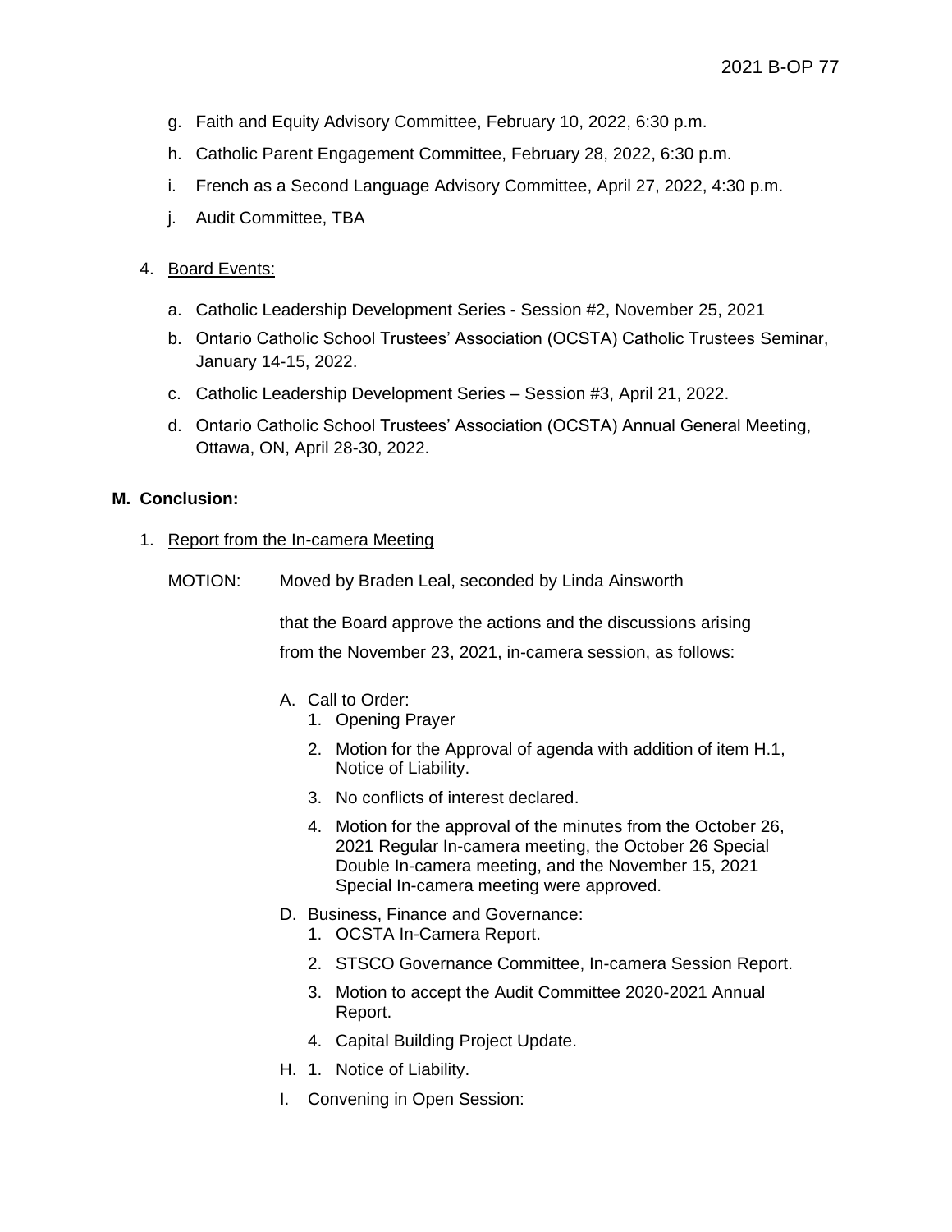g. Faith and Equity Advisory Committee, February 10, 2022, 6:30 p.m.

h. Catholic Parent Engagement Committee, February 28, 2022, 6:30 p.m.

i. French as a Second Language Advisory Committee, April 27, 2022, 4:30 p.m.

j. Audit Committee, TBA

4. Board Events:

   a. Catholic Leadership Development Series - Session #2, November 25, 2021

   b. Ontario Catholic School Trustees' Association (OCSTA) Catholic Trustees Seminar, January 14-15, 2022.

   c. Catholic Leadership Development Series – Session #3, April 21, 2022.

   d. Ontario Catholic School Trustees' Association (OCSTA) Annual General Meeting, Ottawa, ON, April 28-30, 2022.

**M. Conclusion:**

1. Report from the In-camera Meeting

MOTION: Moved by Braden Leal, seconded by Linda Ainsworth

that the Board approve the actions and the discussions arising from the November 23, 2021, in-camera session, as follows:

A. Call to Order:
   1. Opening Prayer
   2. Motion for the Approval of agenda with addition of item H.1, Notice of Liability.
   3. No conflicts of interest declared.
   4. Motion for the approval of the minutes from the October 26, 2021 Regular In-camera meeting, the October 26 Special Double In-camera meeting, and the November 15, 2021 Special In-camera meeting were approved.

D. Business, Finance and Governance:
   1. OCSTA In-Camera Report.
   2. STSCO Governance Committee, In-camera Session Report.
   3. Motion to accept the Audit Committee 2020-2021 Annual Report.
   4. Capital Building Project Update.

H. 1. Notice of Liability.

I. Convening in Open Session: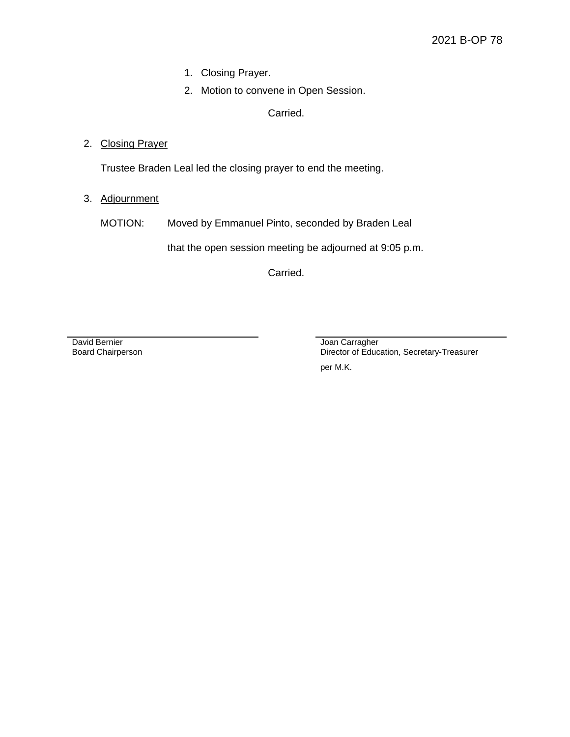1. Closing Prayer.
2. Motion to convene in Open Session.

Carried.

2. Closing Prayer

Trustee Braden Leal led the closing prayer to end the meeting.

3. Adjournment

MOTION: Moved by Emmanuel Pinto, seconded by Braden Leal

that the open session meeting be adjourned at 9:05 p.m.

Carried.

David Bernier
Board Chairperson

Joan Carragher
Director of Education, Secretary-Treasurer
per M.K.